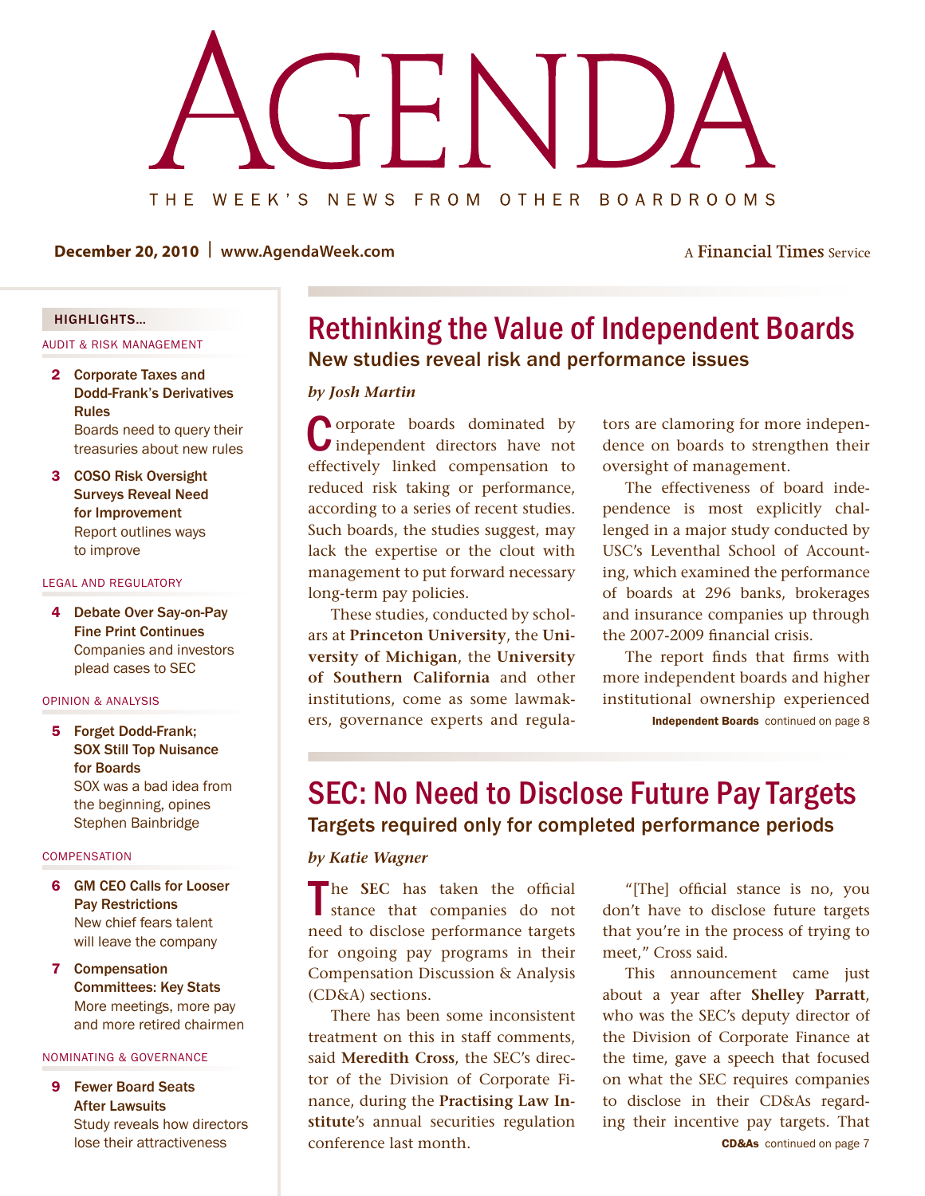# AGENDA

THE WEEK'S NEWS FROM OTHER BOARDROOMS

**December 20, 2010 | www.AgendaWeek.com**

A **Financial Times** Service

**HIGHLIGHTS...**

AUDIT & RISK MANAGEMENT

- **2 Corporate Taxes and Dodd-Frank's Derivatives Rules**
  Boards need to query their treasuries about new rules
- **3 COSO Risk Oversight Surveys Reveal Need for Improvement**
  Report outlines ways to improve

LEGAL AND REGULATORY

- **4 Debate Over Say-on-Pay Fine Print Continues**
  Companies and investors plead cases to SEC

OPINION & ANALYSIS

- **5 Forget Dodd-Frank; SOX Still Top Nuisance for Boards**
  SOX was a bad idea from the beginning, opines Stephen Bainbridge

COMPENSATION

- **6 GM CEO Calls for Looser Pay Restrictions**
  New chief fears talent will leave the company
- **7 Compensation Committees: Key Stats**
  More meetings, more pay and more retired chairmen

NOMINATING & GOVERNANCE

- **9 Fewer Board Seats After Lawsuits**
  Study reveals how directors lose their attractiveness

## Rethinking the Value of Independent Boards

### New studies reveal risk and performance issues

*by Josh Martin*

Corporate boards dominated by independent directors have not effectively linked compensation to reduced risk taking or performance, according to a series of recent studies. Such boards, the studies suggest, may lack the expertise or the clout with management to put forward necessary long-term pay policies.

These studies, conducted by scholars at **Princeton University**, the **University of Michigan**, the **University of Southern California** and other institutions, come as some lawmakers, governance experts and regulators are clamoring for more independence on boards to strengthen their oversight of management.

The effectiveness of board independence is most explicitly challenged in a major study conducted by USC's Leventhal School of Accounting, which examined the performance of boards at 296 banks, brokerages and insurance companies up through the 2007-2009 financial crisis.

The report finds that firms with more independent boards and higher institutional ownership experienced

**Independent Boards** continued on page 8

## SEC: No Need to Disclose Future Pay Targets

### Targets required only for completed performance periods

*by Katie Wagner*

The **SEC** has taken the official stance that companies do not need to disclose performance targets for ongoing pay programs in their Compensation Discussion & Analysis (CD&A) sections.

There has been some inconsistent treatment on this in staff comments, said **Meredith Cross**, the SEC's director of the Division of Corporate Finance, during the **Practising Law Institute**'s annual securities regulation conference last month.

"[The] official stance is no, you don't have to disclose future targets that you're in the process of trying to meet," Cross said.

This announcement came just about a year after **Shelley Parratt**, who was the SEC's deputy director of the Division of Corporate Finance at the time, gave a speech that focused on what the SEC requires companies to disclose in their CD&As regarding their incentive pay targets. That

**CD&As** continued on page 7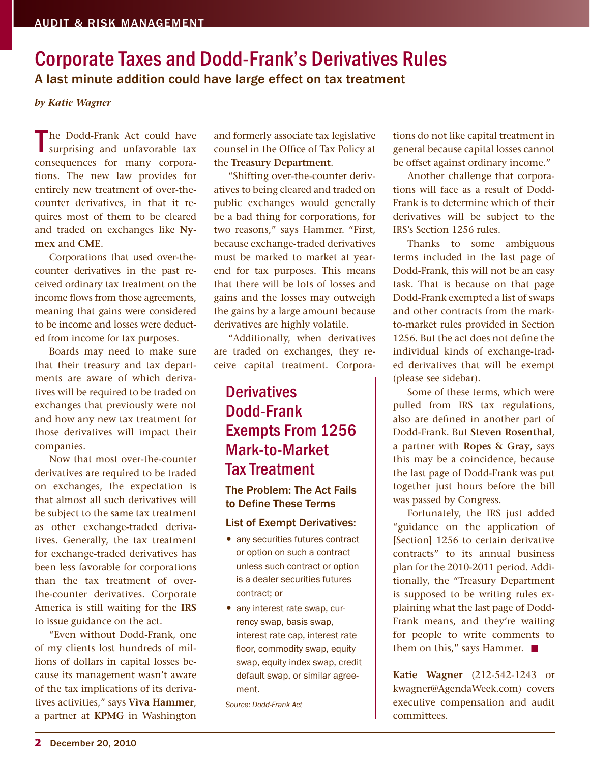# Corporate Taxes and Dodd-Frank's Derivatives Rules

## A last minute addition could have large effect on tax treatment

*by Katie Wagner*

The Dodd-Frank Act could have surprising and unfavorable tax consequences for many corporations. The new law provides for entirely new treatment of over-the-counter derivatives, in that it requires most of them to be cleared and traded on exchanges like **Nymex** and **CME**.

Corporations that used over-the-counter derivatives in the past received ordinary tax treatment on the income flows from those agreements, meaning that gains were considered to be income and losses were deducted from income for tax purposes.

Boards may need to make sure that their treasury and tax departments are aware of which derivatives will be required to be traded on exchanges that previously were not and how any new tax treatment for those derivatives will impact their companies.

Now that most over-the-counter derivatives are required to be traded on exchanges, the expectation is that almost all such derivatives will be subject to the same tax treatment as other exchange-traded derivatives. Generally, the tax treatment for exchange-traded derivatives has been less favorable for corporations than the tax treatment of over-the-counter derivatives. Corporate America is still waiting for the **IRS** to issue guidance on the act.

"Even without Dodd-Frank, one of my clients lost hundreds of millions of dollars in capital losses because its management wasn't aware of the tax implications of its derivatives activities," says **Viva Hammer**, a partner at **KPMG** in Washington and formerly associate tax legislative counsel in the Office of Tax Policy at the **Treasury Department**.

"Shifting over-the-counter derivatives to being cleared and traded on public exchanges would generally be a bad thing for corporations, for two reasons," says Hammer. "First, because exchange-traded derivatives must be marked to market at year-end for tax purposes. This means that there will be lots of losses and gains and the losses may outweigh the gains by a large amount because derivatives are highly volatile.

"Additionally, when derivatives are traded on exchanges, they receive capital treatment. Corporations do not like capital treatment in general because capital losses cannot be offset against ordinary income."

Another challenge that corporations will face as a result of Dodd-Frank is to determine which of their derivatives will be subject to the IRS's Section 1256 rules.

Thanks to some ambiguous terms included in the last page of Dodd-Frank, this will not be an easy task. That is because on that page Dodd-Frank exempted a list of swaps and other contracts from the mark-to-market rules provided in Section 1256. But the act does not define the individual kinds of exchange-traded derivatives that will be exempt (please see sidebar).

Some of these terms, which were pulled from IRS tax regulations, also are defined in another part of Dodd-Frank. But **Steven Rosenthal**, a partner with **Ropes & Gray**, says this may be a coincidence, because the last page of Dodd-Frank was put together just hours before the bill was passed by Congress.

Fortunately, the IRS just added "guidance on the application of [Section] 1256 to certain derivative contracts" to its annual business plan for the 2010-2011 period. Additionally, the "Treasury Department is supposed to be writing rules explaining what the last page of Dodd-Frank means, and they're waiting for people to write comments to them on this," says Hammer. ■

**Katie Wagner** (212-542-1243 or kwagner@AgendaWeek.com) covers executive compensation and audit committees.

---

### Derivatives Dodd-Frank Exempts From 1256 Mark-to-Market Tax Treatment

**The Problem: The Act Fails to Define These Terms**

**List of Exempt Derivatives:**

- any securities futures contract or option on such a contract unless such contract or option is a dealer securities futures contract; or
- any interest rate swap, currency swap, basis swap, interest rate cap, interest rate floor, commodity swap, equity swap, equity index swap, credit default swap, or similar agreement.

*Source: Dodd-Frank Act*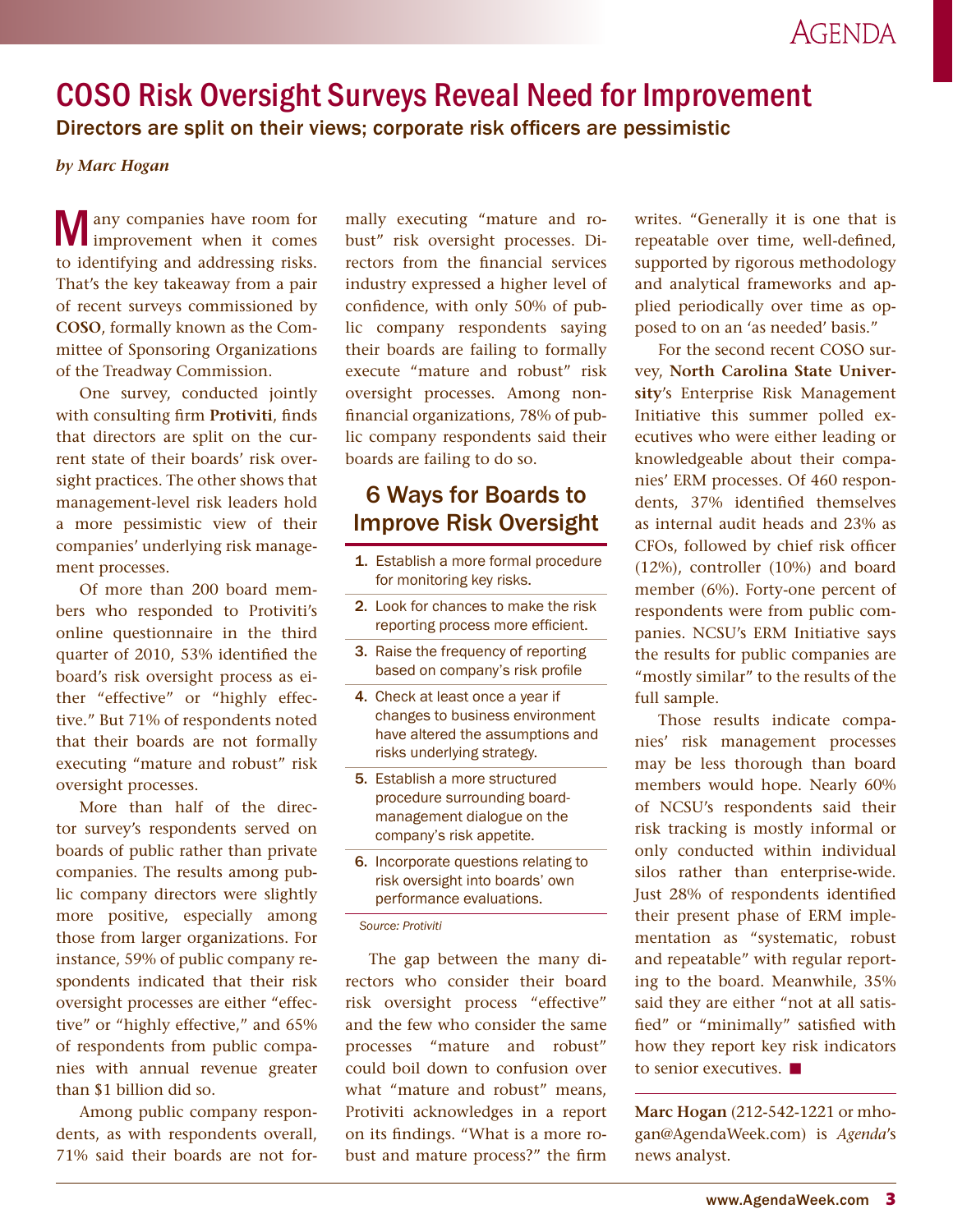# COSO Risk Oversight Surveys Reveal Need for Improvement

## Directors are split on their views; corporate risk officers are pessimistic

*by Marc Hogan*

Many companies have room for improvement when it comes to identifying and addressing risks. That's the key takeaway from a pair of recent surveys commissioned by **COSO**, formally known as the Committee of Sponsoring Organizations of the Treadway Commission.

One survey, conducted jointly with consulting firm **Protiviti**, finds that directors are split on the current state of their boards' risk oversight practices. The other shows that management-level risk leaders hold a more pessimistic view of their companies' underlying risk management processes.

Of more than 200 board members who responded to Protiviti's online questionnaire in the third quarter of 2010, 53% identified the board's risk oversight process as either "effective" or "highly effective." But 71% of respondents noted that their boards are not formally executing "mature and robust" risk oversight processes.

More than half of the director survey's respondents served on boards of public rather than private companies. The results among public company directors were slightly more positive, especially among those from larger organizations. For instance, 59% of public company respondents indicated that their risk oversight processes are either "effective" or "highly effective," and 65% of respondents from public companies with annual revenue greater than $1 billion did so.

Among public company respondents, as with respondents overall, 71% said their boards are not formally executing "mature and robust" risk oversight processes. Directors from the financial services industry expressed a higher level of confidence, with only 50% of public company respondents saying their boards are failing to formally execute "mature and robust" risk oversight processes. Among nonfinancial organizations, 78% of public company respondents said their boards are failing to do so.

### 6 Ways for Boards to Improve Risk Oversight

1. Establish a more formal procedure for monitoring key risks.
2. Look for chances to make the risk reporting process more efficient.
3. Raise the frequency of reporting based on company's risk profile
4. Check at least once a year if changes to business environment have altered the assumptions and risks underlying strategy.
5. Establish a more structured procedure surrounding board-management dialogue on the company's risk appetite.
6. Incorporate questions relating to risk oversight into boards' own performance evaluations.

*Source: Protiviti*

The gap between the many directors who consider their board risk oversight process "effective" and the few who consider the same processes "mature and robust" could boil down to confusion over what "mature and robust" means, Protiviti acknowledges in a report on its findings. "What is a more robust and mature process?" the firm writes. "Generally it is one that is repeatable over time, well-defined, supported by rigorous methodology and analytical frameworks and applied periodically over time as opposed to on an 'as needed' basis."

For the second recent COSO survey, **North Carolina State University**'s Enterprise Risk Management Initiative this summer polled executives who were either leading or knowledgeable about their companies' ERM processes. Of 460 respondents, 37% identified themselves as internal audit heads and 23% as CFOs, followed by chief risk officer (12%), controller (10%) and board member (6%). Forty-one percent of respondents were from public companies. NCSU's ERM Initiative says the results for public companies are "mostly similar" to the results of the full sample.

Those results indicate companies' risk management processes may be less thorough than board members would hope. Nearly 60% of NCSU's respondents said their risk tracking is mostly informal or only conducted within individual silos rather than enterprise-wide. Just 28% of respondents identified their present phase of ERM implementation as "systematic, robust and repeatable" with regular reporting to the board. Meanwhile, 35% said they are either "not at all satisfied" or "minimally" satisfied with how they report key risk indicators to senior executives. ■

**Marc Hogan** (212-542-1221 or mhogan@AgendaWeek.com) is *Agenda*'s news analyst.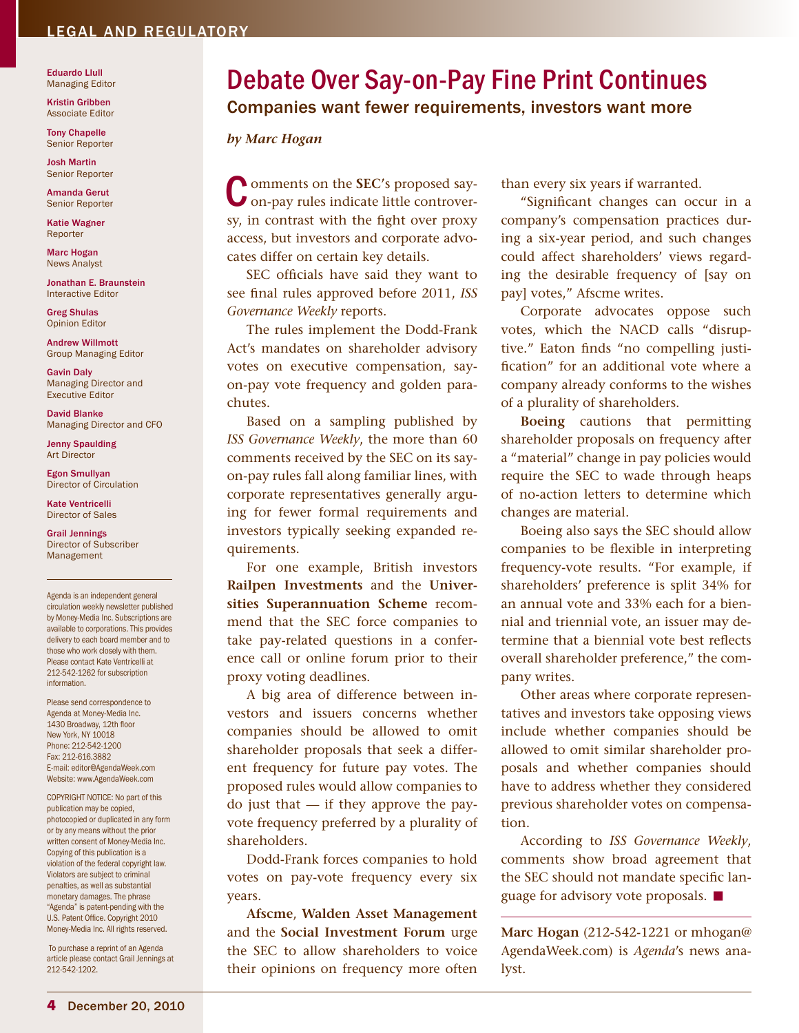# Debate Over Say-on-Pay Fine Print Continues

## Companies want fewer requirements, investors want more

*by Marc Hogan*

Comments on the **SEC**'s proposed say-on-pay rules indicate little controversy, in contrast with the fight over proxy access, but investors and corporate advocates differ on certain key details.

SEC officials have said they want to see final rules approved before 2011, *ISS Governance Weekly* reports.

The rules implement the Dodd-Frank Act's mandates on shareholder advisory votes on executive compensation, say-on-pay vote frequency and golden parachutes.

Based on a sampling published by *ISS Governance Weekly*, the more than 60 comments received by the SEC on its say-on-pay rules fall along familiar lines, with corporate representatives generally arguing for fewer formal requirements and investors typically seeking expanded requirements.

For one example, British investors **Railpen Investments** and the **Universities Superannuation Scheme** recommend that the SEC force companies to take pay-related questions in a conference call or online forum prior to their proxy voting deadlines.

A big area of difference between investors and issuers concerns whether companies should be allowed to omit shareholder proposals that seek a different frequency for future pay votes. The proposed rules would allow companies to do just that — if they approve the pay-vote frequency preferred by a plurality of shareholders.

Dodd-Frank forces companies to hold votes on pay-vote frequency every six years.

**Afscme**, **Walden Asset Management** and the **Social Investment Forum** urge the SEC to allow shareholders to voice their opinions on frequency more often than every six years if warranted.

"Significant changes can occur in a company's compensation practices during a six-year period, and such changes could affect shareholders' views regarding the desirable frequency of [say on pay] votes," Afscme writes.

Corporate advocates oppose such votes, which the NACD calls "disruptive." Eaton finds "no compelling justification" for an additional vote where a company already conforms to the wishes of a plurality of shareholders.

**Boeing** cautions that permitting shareholder proposals on frequency after a "material" change in pay policies would require the SEC to wade through heaps of no-action letters to determine which changes are material.

Boeing also says the SEC should allow companies to be flexible in interpreting frequency-vote results. "For example, if shareholders' preference is split 34% for an annual vote and 33% each for a biennial and triennial vote, an issuer may determine that a biennial vote best reflects overall shareholder preference," the company writes.

Other areas where corporate representatives and investors take opposing views include whether companies should be allowed to omit similar shareholder proposals and whether companies should have to address whether they considered previous shareholder votes on compensation.

According to *ISS Governance Weekly*, comments show broad agreement that the SEC should not mandate specific language for advisory vote proposals. ■

---

**Marc Hogan** (212-542-1221 or mhogan@AgendaWeek.com) is *Agenda*'s news analyst.

---

**Eduardo Llull**
Managing Editor

**Kristin Gribben**
Associate Editor

**Tony Chapelle**
Senior Reporter

**Josh Martin**
Senior Reporter

**Amanda Gerut**
Senior Reporter

**Katie Wagner**
Reporter

**Marc Hogan**
News Analyst

**Jonathan E. Braunstein**
Interactive Editor

**Greg Shulas**
Opinion Editor

**Andrew Willmott**
Group Managing Editor

**Gavin Daly**
Managing Director and Executive Editor

**David Blanke**
Managing Director and CFO

**Jenny Spaulding**
Art Director

**Egon Smullyan**
Director of Circulation

**Kate Ventricelli**
Director of Sales

**Grail Jennings**
Director of Subscriber Management

Agenda is an independent general circulation weekly newsletter published by Money-Media Inc. Subscriptions are available to corporations. This provides delivery to each board member and to those who work closely with them. Please contact Kate Ventricelli at 212-542-1262 for subscription information.

Please send correspondence to Agenda at Money-Media Inc.
1430 Broadway, 12th floor
New York, NY 10018
Phone: 212-542-1200
Fax: 212-616.3882
E-mail: editor@AgendaWeek.com
Website: www.AgendaWeek.com

COPYRIGHT NOTICE: No part of this publication may be copied, photocopied or duplicated in any form or by any means without the prior written consent of Money-Media Inc. Copying of this publication is a violation of the federal copyright law. Violators are subject to criminal penalties, as well as substantial monetary damages. The phrase "Agenda" is patent-pending with the U.S. Patent Office. Copyright 2010 Money-Media Inc. All rights reserved.

To purchase a reprint of an Agenda article please contact Grail Jennings at 212-542-1202.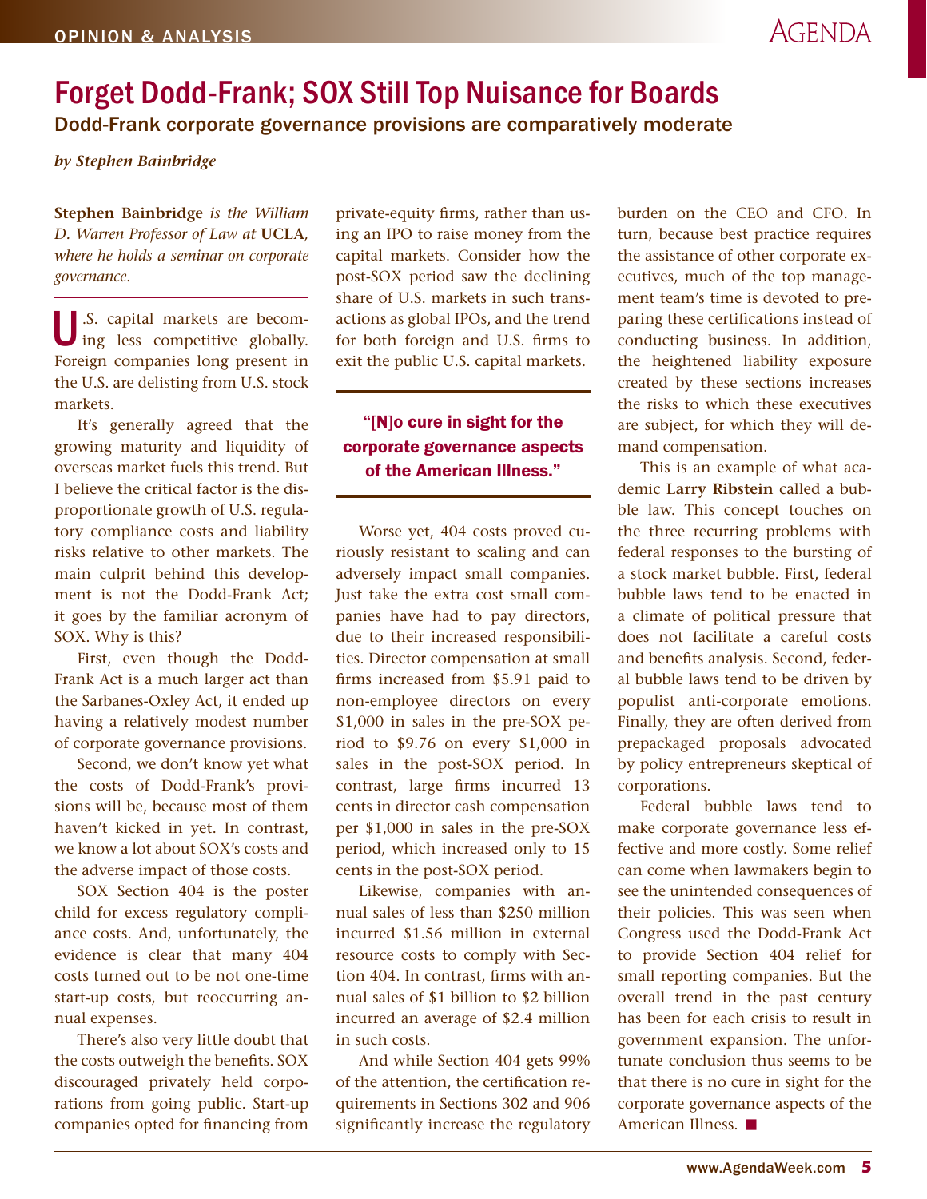# Forget Dodd-Frank; SOX Still Top Nuisance for Boards

## Dodd-Frank corporate governance provisions are comparatively moderate

*by Stephen Bainbridge*

**Stephen Bainbridge** *is the William D. Warren Professor of Law at* **UCLA**, *where he holds a seminar on corporate governance.*

U.S. capital markets are becoming less competitive globally. Foreign companies long present in the U.S. are delisting from U.S. stock markets.

It's generally agreed that the growing maturity and liquidity of overseas market fuels this trend. But I believe the critical factor is the disproportionate growth of U.S. regulatory compliance costs and liability risks relative to other markets. The main culprit behind this development is not the Dodd-Frank Act; it goes by the familiar acronym of SOX. Why is this?

First, even though the Dodd-Frank Act is a much larger act than the Sarbanes-Oxley Act, it ended up having a relatively modest number of corporate governance provisions.

Second, we don't know yet what the costs of Dodd-Frank's provisions will be, because most of them haven't kicked in yet. In contrast, we know a lot about SOX's costs and the adverse impact of those costs.

SOX Section 404 is the poster child for excess regulatory compliance costs. And, unfortunately, the evidence is clear that many 404 costs turned out to be not one-time start-up costs, but reoccurring annual expenses.

There's also very little doubt that the costs outweigh the benefits. SOX discouraged privately held corporations from going public. Start-up companies opted for financing from private-equity firms, rather than using an IPO to raise money from the capital markets. Consider how the post-SOX period saw the declining share of U.S. markets in such transactions as global IPOs, and the trend for both foreign and U.S. firms to exit the public U.S. capital markets.

> **"[N]o cure in sight for the corporate governance aspects of the American Illness."**

Worse yet, 404 costs proved curiously resistant to scaling and can adversely impact small companies. Just take the extra cost small companies have had to pay directors, due to their increased responsibilities. Director compensation at small firms increased from $5.91 paid to non-employee directors on every $1,000 in sales in the pre-SOX period to $9.76 on every $1,000 in sales in the post-SOX period. In contrast, large firms incurred 13 cents in director cash compensation per $1,000 in sales in the pre-SOX period, which increased only to 15 cents in the post-SOX period.

Likewise, companies with annual sales of less than $250 million incurred $1.56 million in external resource costs to comply with Section 404. In contrast, firms with annual sales of $1 billion to $2 billion incurred an average of $2.4 million in such costs.

And while Section 404 gets 99% of the attention, the certification requirements in Sections 302 and 906 significantly increase the regulatory burden on the CEO and CFO. In turn, because best practice requires the assistance of other corporate executives, much of the top management team's time is devoted to preparing these certifications instead of conducting business. In addition, the heightened liability exposure created by these sections increases the risks to which these executives are subject, for which they will demand compensation.

This is an example of what academic **Larry Ribstein** called a bubble law. This concept touches on the three recurring problems with federal responses to the bursting of a stock market bubble. First, federal bubble laws tend to be enacted in a climate of political pressure that does not facilitate a careful costs and benefits analysis. Second, federal bubble laws tend to be driven by populist anti-corporate emotions. Finally, they are often derived from prepackaged proposals advocated by policy entrepreneurs skeptical of corporations.

Federal bubble laws tend to make corporate governance less effective and more costly. Some relief can come when lawmakers begin to see the unintended consequences of their policies. This was seen when Congress used the Dodd-Frank Act to provide Section 404 relief for small reporting companies. But the overall trend in the past century has been for each crisis to result in government expansion. The unfortunate conclusion thus seems to be that there is no cure in sight for the corporate governance aspects of the American Illness. ■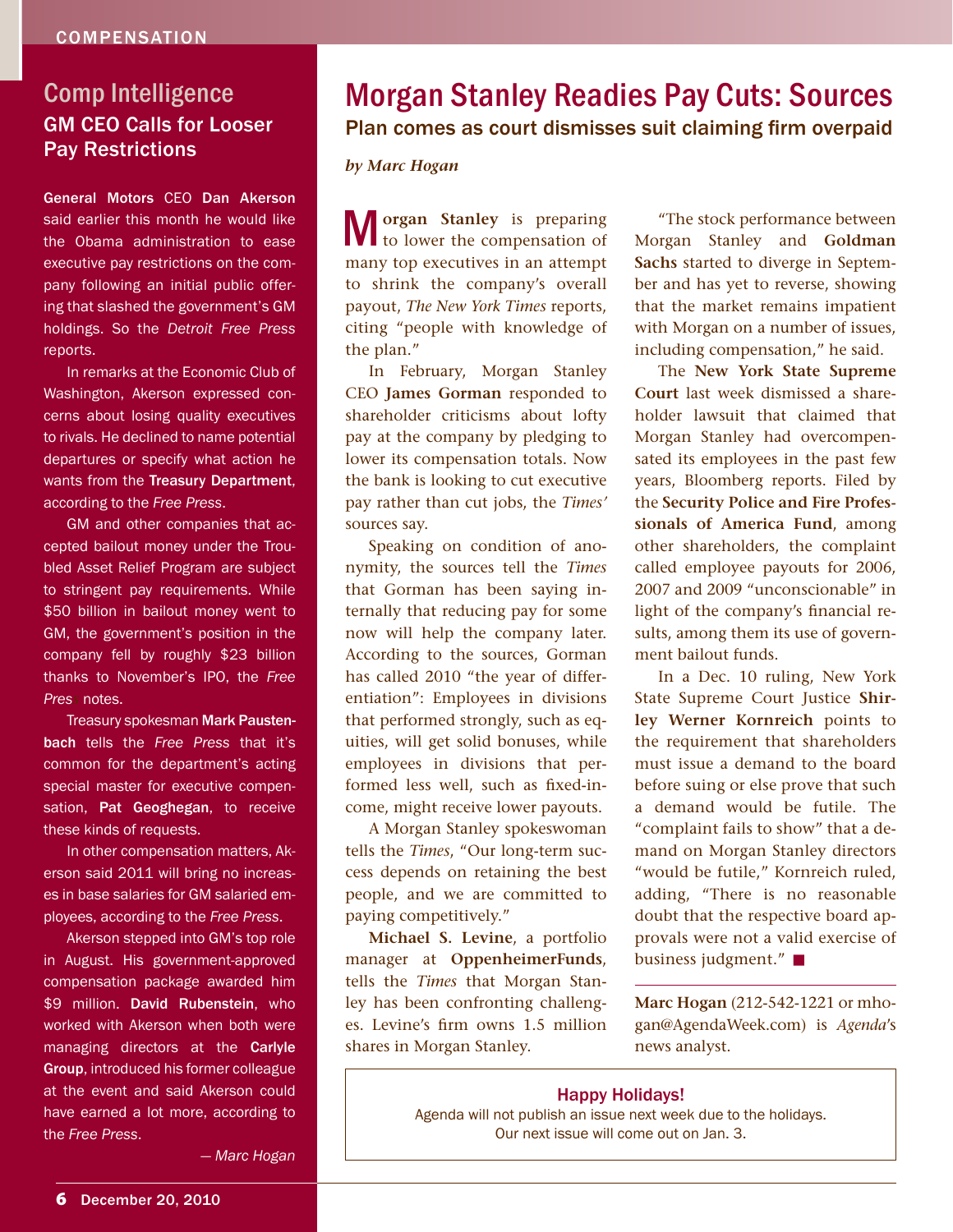## Comp Intelligence

### GM CEO Calls for Looser Pay Restrictions

**General Motors** CEO **Dan Akerson** said earlier this month he would like the Obama administration to ease executive pay restrictions on the company following an initial public offering that slashed the government's GM holdings. So the *Detroit Free Press* reports.

In remarks at the Economic Club of Washington, Akerson expressed concerns about losing quality executives to rivals. He declined to name potential departures or specify what action he wants from the **Treasury Department**, according to the *Free Press*.

GM and other companies that accepted bailout money under the Troubled Asset Relief Program are subject to stringent pay requirements. While $50 billion in bailout money went to GM, the government's position in the company fell by roughly $23 billion thanks to November's IPO, the *Free Pres* notes.

Treasury spokesman **Mark Paustenbach** tells the *Free Press* that it's common for the department's acting special master for executive compensation, **Pat Geoghegan**, to receive these kinds of requests.

In other compensation matters, Akerson said 2011 will bring no increases in base salaries for GM salaried employees, according to the *Free Press*.

Akerson stepped into GM's top role in August. His government-approved compensation package awarded him $9 million. **David Rubenstein**, who worked with Akerson when both were managing directors at the **Carlyle Group**, introduced his former colleague at the event and said Akerson could have earned a lot more, according to the *Free Press*.

*— Marc Hogan*

# Morgan Stanley Readies Pay Cuts: Sources

## Plan comes as court dismisses suit claiming firm overpaid

*by Marc Hogan*

**Morgan Stanley** is preparing to lower the compensation of many top executives in an attempt to shrink the company's overall payout, *The New York Times* reports, citing "people with knowledge of the plan."

In February, Morgan Stanley CEO **James Gorman** responded to shareholder criticisms about lofty pay at the company by pledging to lower its compensation totals. Now the bank is looking to cut executive pay rather than cut jobs, the *Times'* sources say.

Speaking on condition of anonymity, the sources tell the *Times* that Gorman has been saying internally that reducing pay for some now will help the company later. According to the sources, Gorman has called 2010 "the year of differentiation": Employees in divisions that performed strongly, such as equities, will get solid bonuses, while employees in divisions that performed less well, such as fixed-income, might receive lower payouts.

A Morgan Stanley spokeswoman tells the *Times*, "Our long-term success depends on retaining the best people, and we are committed to paying competitively."

**Michael S. Levine**, a portfolio manager at **OppenheimerFunds**, tells the *Times* that Morgan Stanley has been confronting challenges. Levine's firm owns 1.5 million shares in Morgan Stanley.

"The stock performance between Morgan Stanley and **Goldman Sachs** started to diverge in September and has yet to reverse, showing that the market remains impatient with Morgan on a number of issues, including compensation," he said.

The **New York State Supreme Court** last week dismissed a shareholder lawsuit that claimed that Morgan Stanley had overcompensated its employees in the past few years, Bloomberg reports. Filed by the **Security Police and Fire Professionals of America Fund**, among other shareholders, the complaint called employee payouts for 2006, 2007 and 2009 "unconscionable" in light of the company's financial results, among them its use of government bailout funds.

In a Dec. 10 ruling, New York State Supreme Court Justice **Shirley Werner Kornreich** points to the requirement that shareholders must issue a demand to the board before suing or else prove that such a demand would be futile. The "complaint fails to show" that a demand on Morgan Stanley directors "would be futile," Kornreich ruled, adding, "There is no reasonable doubt that the respective board approvals were not a valid exercise of business judgment." ■

---

**Marc Hogan** (212-542-1221 or mhogan@AgendaWeek.com) is *Agenda*'s news analyst.

**Happy Holidays!**

Agenda will not publish an issue next week due to the holidays. Our next issue will come out on Jan. 3.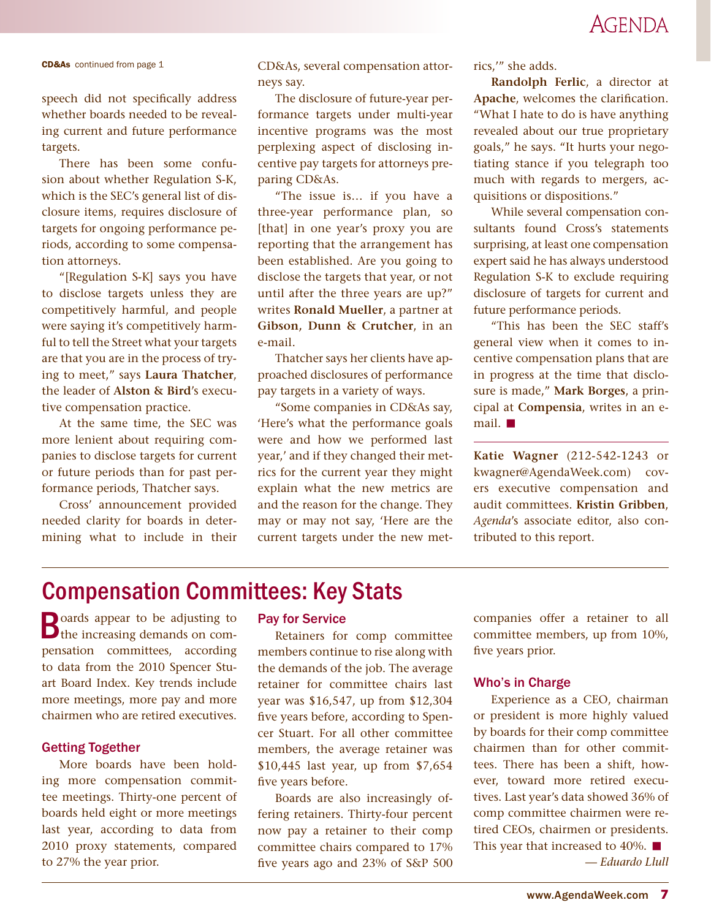**CD&As** continued from page 1

speech did not specifically address whether boards needed to be revealing current and future performance targets.

There has been some confusion about whether Regulation S-K, which is the SEC's general list of disclosure items, requires disclosure of targets for ongoing performance periods, according to some compensation attorneys.

"[Regulation S-K] says you have to disclose targets unless they are competitively harmful, and people were saying it's competitively harmful to tell the Street what your targets are that you are in the process of trying to meet," says **Laura Thatcher**, the leader of **Alston & Bird**'s executive compensation practice.

At the same time, the SEC was more lenient about requiring companies to disclose targets for current or future periods than for past performance periods, Thatcher says.

Cross' announcement provided needed clarity for boards in determining what to include in their CD&As, several compensation attorneys say.

The disclosure of future-year performance targets under multi-year incentive programs was the most perplexing aspect of disclosing incentive pay targets for attorneys preparing CD&As.

"The issue is… if you have a three-year performance plan, so [that] in one year's proxy you are reporting that the arrangement has been established. Are you going to disclose the targets that year, or not until after the three years are up?" writes **Ronald Mueller**, a partner at **Gibson, Dunn & Crutcher**, in an e-mail.

Thatcher says her clients have approached disclosures of performance pay targets in a variety of ways.

"Some companies in CD&As say, 'Here's what the performance goals were and how we performed last year,' and if they changed their metrics for the current year they might explain what the new metrics are and the reason for the change. They may or may not say, 'Here are the current targets under the new metrics,'" she adds.

**Randolph Ferlic**, a director at **Apache**, welcomes the clarification. "What I hate to do is have anything revealed about our true proprietary goals," he says. "It hurts your negotiating stance if you telegraph too much with regards to mergers, acquisitions or dispositions."

While several compensation consultants found Cross's statements surprising, at least one compensation expert said he has always understood Regulation S-K to exclude requiring disclosure of targets for current and future performance periods.

"This has been the SEC staff's general view when it comes to incentive compensation plans that are in progress at the time that disclosure is made," **Mark Borges**, a principal at **Compensia**, writes in an e-mail. ■

---

**Katie Wagner** (212-542-1243 or kwagner@AgendaWeek.com) covers executive compensation and audit committees. **Kristin Gribben**, *Agenda*'s associate editor, also contributed to this report.

# Compensation Committees: Key Stats

Boards appear to be adjusting to the increasing demands on compensation committees, according to data from the 2010 Spencer Stuart Board Index. Key trends include more meetings, more pay and more chairmen who are retired executives.

## Getting Together

More boards have been holding more compensation committee meetings. Thirty-one percent of boards held eight or more meetings last year, according to data from 2010 proxy statements, compared to 27% the year prior.

## Pay for Service

Retainers for comp committee members continue to rise along with the demands of the job. The average retainer for committee chairs last year was $16,547, up from $12,304 five years before, according to Spencer Stuart. For all other committee members, the average retainer was $10,445 last year, up from $7,654 five years before.

Boards are also increasingly offering retainers. Thirty-four percent now pay a retainer to their comp committee chairs compared to 17% five years ago and 23% of S&P 500 companies offer a retainer to all committee members, up from 10%, five years prior.

## Who's in Charge

Experience as a CEO, chairman or president is more highly valued by boards for their comp committee chairmen than for other committees. There has been a shift, however, toward more retired executives. Last year's data showed 36% of comp committee chairmen were retired CEOs, chairmen or presidents. This year that increased to 40%. ■

*— Eduardo Llull*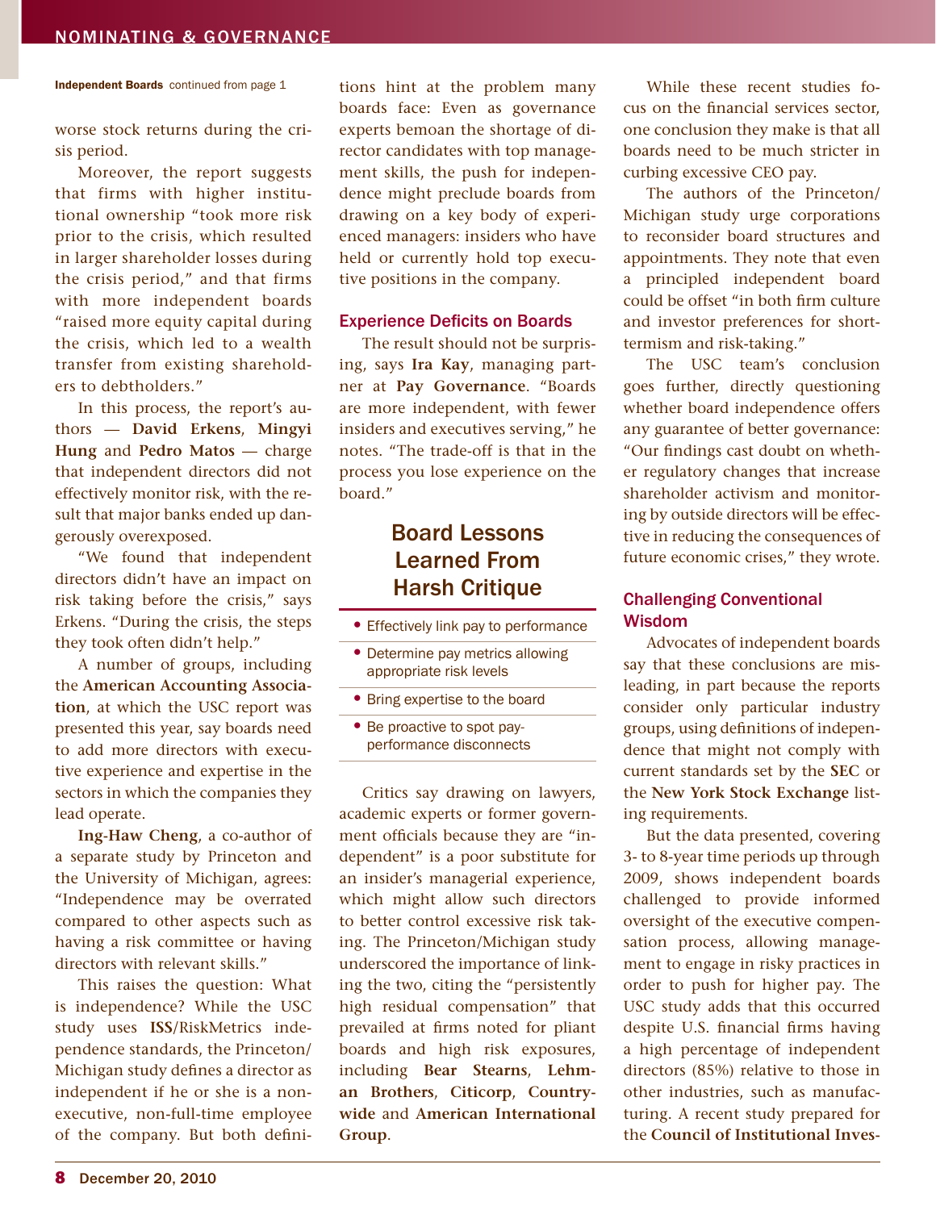**Independent Boards** continued from page 1

worse stock returns during the crisis period.

Moreover, the report suggests that firms with higher institutional ownership "took more risk prior to the crisis, which resulted in larger shareholder losses during the crisis period," and that firms with more independent boards "raised more equity capital during the crisis, which led to a wealth transfer from existing shareholders to debtholders."

In this process, the report's authors — **David Erkens**, **Mingyi Hung** and **Pedro Matos** — charge that independent directors did not effectively monitor risk, with the result that major banks ended up dangerously overexposed.

"We found that independent directors didn't have an impact on risk taking before the crisis," says Erkens. "During the crisis, the steps they took often didn't help."

A number of groups, including the **American Accounting Association**, at which the USC report was presented this year, say boards need to add more directors with executive experience and expertise in the sectors in which the companies they lead operate.

**Ing-Haw Cheng**, a co-author of a separate study by Princeton and the University of Michigan, agrees: "Independence may be overrated compared to other aspects such as having a risk committee or having directors with relevant skills."

This raises the question: What is independence? While the USC study uses **ISS**/RiskMetrics independence standards, the Princeton/Michigan study defines a director as independent if he or she is a non-executive, non-full-time employee of the company. But both definitions hint at the problem many boards face: Even as governance experts bemoan the shortage of director candidates with top management skills, the push for independence might preclude boards from drawing on a key body of experienced managers: insiders who have held or currently hold top executive positions in the company.

## Experience Deficits on Boards

The result should not be surprising, says **Ira Kay**, managing partner at **Pay Governance**. "Boards are more independent, with fewer insiders and executives serving," he notes. "The trade-off is that in the process you lose experience on the board."

## Board Lessons Learned From Harsh Critique

- Effectively link pay to performance
- Determine pay metrics allowing appropriate risk levels
- Bring expertise to the board
- Be proactive to spot pay-performance disconnects

Critics say drawing on lawyers, academic experts or former government officials because they are "independent" is a poor substitute for an insider's managerial experience, which might allow such directors to better control excessive risk taking. The Princeton/Michigan study underscored the importance of linking the two, citing the "persistently high residual compensation" that prevailed at firms noted for pliant boards and high risk exposures, including **Bear Stearns**, **Lehman Brothers**, **Citicorp**, **Countrywide** and **American International Group**.

While these recent studies focus on the financial services sector, one conclusion they make is that all boards need to be much stricter in curbing excessive CEO pay.

The authors of the Princeton/Michigan study urge corporations to reconsider board structures and appointments. They note that even a principled independent board could be offset "in both firm culture and investor preferences for short-termism and risk-taking."

The USC team's conclusion goes further, directly questioning whether board independence offers any guarantee of better governance: "Our findings cast doubt on whether regulatory changes that increase shareholder activism and monitoring by outside directors will be effective in reducing the consequences of future economic crises," they wrote.

## Challenging Conventional Wisdom

Advocates of independent boards say that these conclusions are misleading, in part because the reports consider only particular industry groups, using definitions of independence that might not comply with current standards set by the **SEC** or the **New York Stock Exchange** listing requirements.

But the data presented, covering 3- to 8-year time periods up through 2009, shows independent boards challenged to provide informed oversight of the executive compensation process, allowing management to engage in risky practices in order to push for higher pay. The USC study adds that this occurred despite U.S. financial firms having a high percentage of independent directors (85%) relative to those in other industries, such as manufacturing. A recent study prepared for the **Council of Institutional Inves-**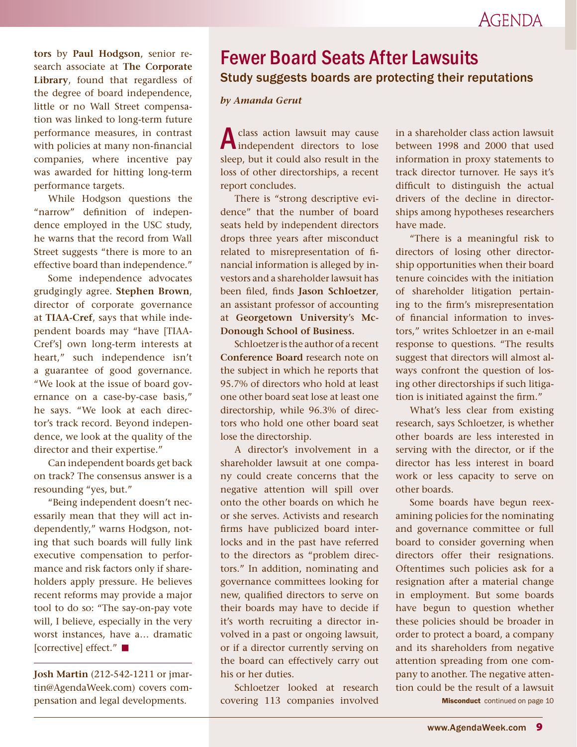**tors** by **Paul Hodgson**, senior research associate at **The Corporate Library**, found that regardless of the degree of board independence, little or no Wall Street compensation was linked to long-term future performance measures, in contrast with policies at many non-financial companies, where incentive pay was awarded for hitting long-term performance targets.

While Hodgson questions the "narrow" definition of independence employed in the USC study, he warns that the record from Wall Street suggests "there is more to an effective board than independence."

Some independence advocates grudgingly agree. **Stephen Brown**, director of corporate governance at **TIAA-Cref**, says that while independent boards may "have [TIAA-Cref's] own long-term interests at heart," such independence isn't a guarantee of good governance. "We look at the issue of board governance on a case-by-case basis," he says. "We look at each director's track record. Beyond independence, we look at the quality of the director and their expertise."

Can independent boards get back on track? The consensus answer is a resounding "yes, but."

"Being independent doesn't necessarily mean that they will act independently," warns Hodgson, noting that such boards will fully link executive compensation to performance and risk factors only if shareholders apply pressure. He believes recent reforms may provide a major tool to do so: "The say-on-pay vote will, I believe, especially in the very worst instances, have a… dramatic [corrective] effect." ■

**Josh Martin** (212-542-1211 or jmartin@AgendaWeek.com) covers compensation and legal developments.

# Fewer Board Seats After Lawsuits

## Study suggests boards are protecting their reputations

*by Amanda Gerut*

A class action lawsuit may cause independent directors to lose sleep, but it could also result in the loss of other directorships, a recent report concludes.

There is "strong descriptive evidence" that the number of board seats held by independent directors drops three years after misconduct related to misrepresentation of financial information is alleged by investors and a shareholder lawsuit has been filed, finds **Jason Schloetzer**, an assistant professor of accounting at **Georgetown University's McDonough School of Business.**

Schloetzer is the author of a recent **Conference Board** research note on the subject in which he reports that 95.7% of directors who hold at least one other board seat lose at least one directorship, while 96.3% of directors who hold one other board seat lose the directorship.

A director's involvement in a shareholder lawsuit at one company could create concerns that the negative attention will spill over onto the other boards on which he or she serves. Activists and research firms have publicized board interlocks and in the past have referred to the directors as "problem directors." In addition, nominating and governance committees looking for new, qualified directors to serve on their boards may have to decide if it's worth recruiting a director involved in a past or ongoing lawsuit, or if a director currently serving on the board can effectively carry out his or her duties.

Schloetzer looked at research covering 113 companies involved in a shareholder class action lawsuit between 1998 and 2000 that used information in proxy statements to track director turnover. He says it's difficult to distinguish the actual drivers of the decline in directorships among hypotheses researchers have made.

"There is a meaningful risk to directors of losing other directorship opportunities when their board tenure coincides with the initiation of shareholder litigation pertaining to the firm's misrepresentation of financial information to investors," writes Schloetzer in an e-mail response to questions. "The results suggest that directors will almost always confront the question of losing other directorships if such litigation is initiated against the firm."

What's less clear from existing research, says Schloetzer, is whether other boards are less interested in serving with the director, or if the director has less interest in board work or less capacity to serve on other boards.

Some boards have begun reexamining policies for the nominating and governance committee or full board to consider governing when directors offer their resignations. Oftentimes such policies ask for a resignation after a material change in employment. But some boards have begun to question whether these policies should be broader in order to protect a board, a company and its shareholders from negative attention spreading from one company to another. The negative attention could be the result of a lawsuit

**Misconduct** continued on page 10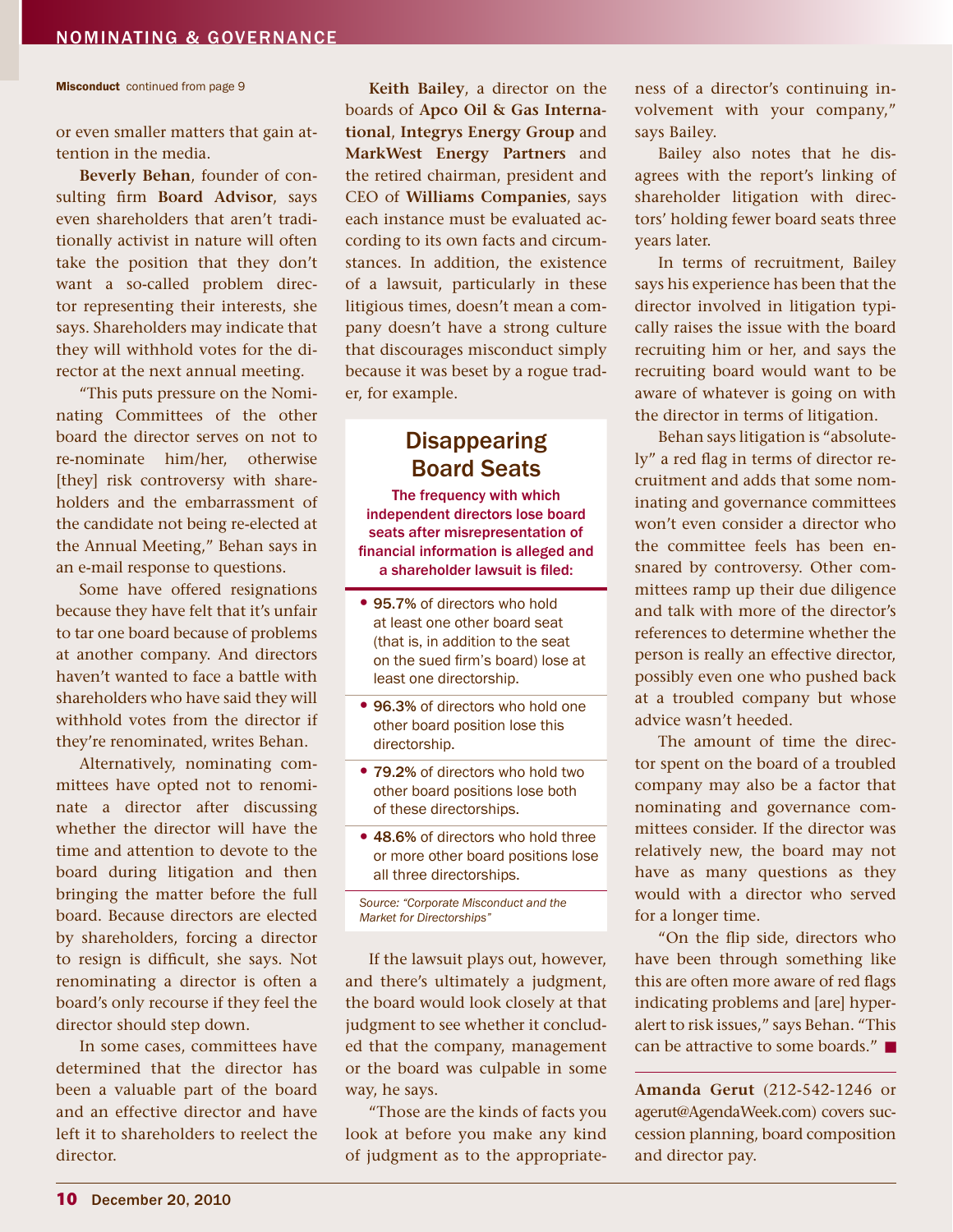**Misconduct** continued from page 9

or even smaller matters that gain attention in the media.

**Beverly Behan**, founder of consulting firm **Board Advisor**, says even shareholders that aren't traditionally activist in nature will often take the position that they don't want a so-called problem director representing their interests, she says. Shareholders may indicate that they will withhold votes for the director at the next annual meeting.

"This puts pressure on the Nominating Committees of the other board the director serves on not to re-nominate him/her, otherwise [they] risk controversy with shareholders and the embarrassment of the candidate not being re-elected at the Annual Meeting," Behan says in an e-mail response to questions.

Some have offered resignations because they have felt that it's unfair to tar one board because of problems at another company. And directors haven't wanted to face a battle with shareholders who have said they will withhold votes from the director if they're renominated, writes Behan.

Alternatively, nominating committees have opted not to renominate a director after discussing whether the director will have the time and attention to devote to the board during litigation and then bringing the matter before the full board. Because directors are elected by shareholders, forcing a director to resign is difficult, she says. Not renominating a director is often a board's only recourse if they feel the director should step down.

In some cases, committees have determined that the director has been a valuable part of the board and an effective director and have left it to shareholders to reelect the director.

**Keith Bailey**, a director on the boards of **Apco Oil & Gas International**, **Integrys Energy Group** and **MarkWest Energy Partners** and the retired chairman, president and CEO of **Williams Companies**, says each instance must be evaluated according to its own facts and circumstances. In addition, the existence of a lawsuit, particularly in these litigious times, doesn't mean a company doesn't have a strong culture that discourages misconduct simply because it was beset by a rogue trader, for example.

## Disappearing Board Seats

**The frequency with which independent directors lose board seats after misrepresentation of financial information is alleged and a shareholder lawsuit is filed:**

- **95.7%** of directors who hold at least one other board seat (that is, in addition to the seat on the sued firm's board) lose at least one directorship.
- **96.3%** of directors who hold one other board position lose this directorship.
- **79.2%** of directors who hold two other board positions lose both of these directorships.
- **48.6%** of directors who hold three or more other board positions lose all three directorships.

*Source: "Corporate Misconduct and the Market for Directorships"*

If the lawsuit plays out, however, and there's ultimately a judgment, the board would look closely at that judgment to see whether it concluded that the company, management or the board was culpable in some way, he says.

"Those are the kinds of facts you look at before you make any kind of judgment as to the appropriateness of a director's continuing involvement with your company," says Bailey.

Bailey also notes that he disagrees with the report's linking of shareholder litigation with directors' holding fewer board seats three years later.

In terms of recruitment, Bailey says his experience has been that the director involved in litigation typically raises the issue with the board recruiting him or her, and says the recruiting board would want to be aware of whatever is going on with the director in terms of litigation.

Behan says litigation is "absolutely" a red flag in terms of director recruitment and adds that some nominating and governance committees won't even consider a director who the committee feels has been ensnared by controversy. Other committees ramp up their due diligence and talk with more of the director's references to determine whether the person is really an effective director, possibly even one who pushed back at a troubled company but whose advice wasn't heeded.

The amount of time the director spent on the board of a troubled company may also be a factor that nominating and governance committees consider. If the director was relatively new, the board may not have as many questions as they would with a director who served for a longer time.

"On the flip side, directors who have been through something like this are often more aware of red flags indicating problems and [are] hyper-alert to risk issues," says Behan. "This can be attractive to some boards." ■

**Amanda Gerut** (212-542-1246 or agerut@AgendaWeek.com) covers succession planning, board composition and director pay.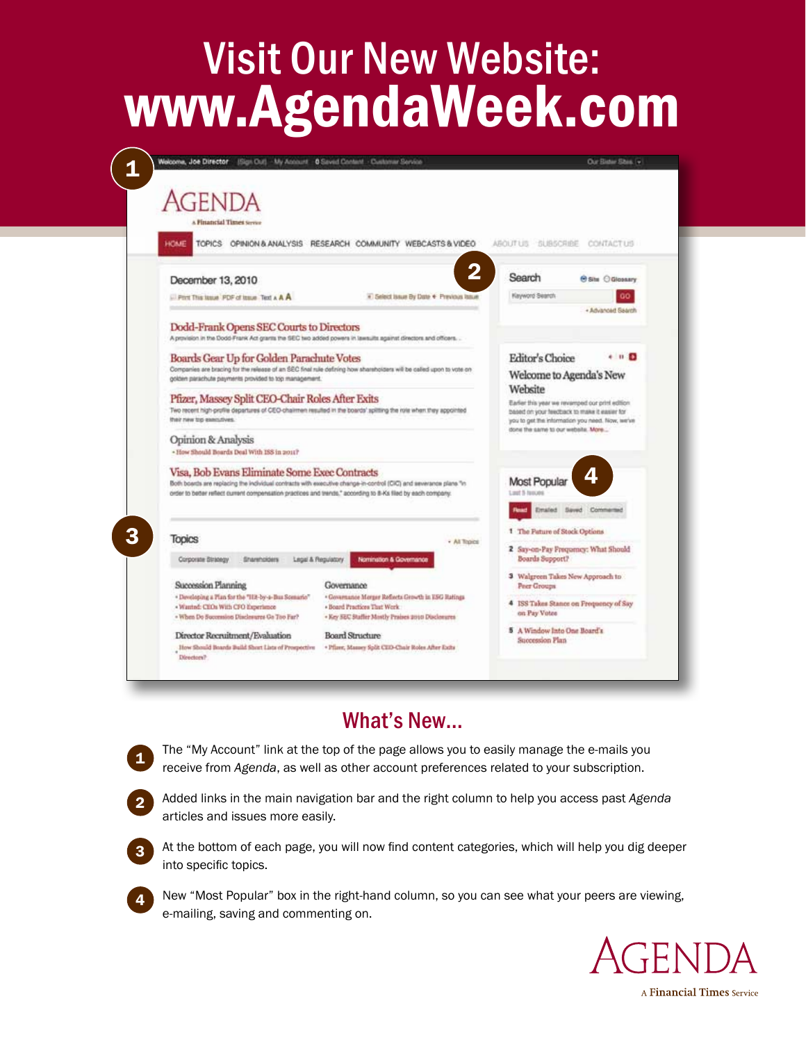# Visit Our New Website: www.AgendaWeek.com

## What's New...

1. The "My Account" link at the top of the page allows you to easily manage the e-mails you receive from *Agenda*, as well as other account preferences related to your subscription.

2. Added links in the main navigation bar and the right column to help you access past *Agenda* articles and issues more easily.

3. At the bottom of each page, you will now find content categories, which will help you dig deeper into specific topics.

4. New "Most Popular" box in the right-hand column, so you can see what your peers are viewing, e-mailing, saving and commenting on.

AGENDA

A Financial Times Service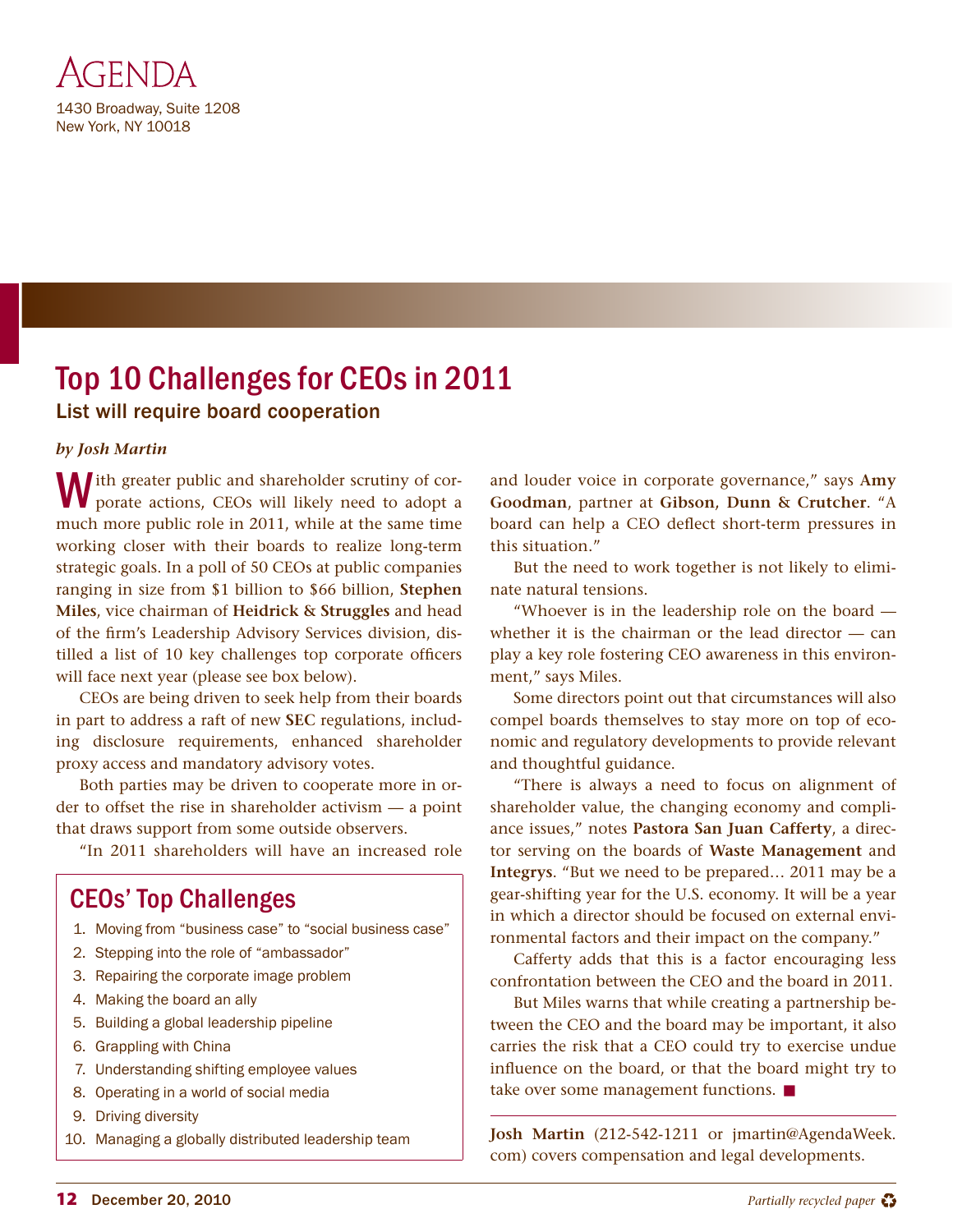Agenda

1430 Broadway, Suite 1208
New York, NY 10018

# Top 10 Challenges for CEOs in 2011

## List will require board cooperation

*by Josh Martin*

With greater public and shareholder scrutiny of corporate actions, CEOs will likely need to adopt a much more public role in 2011, while at the same time working closer with their boards to realize long-term strategic goals. In a poll of 50 CEOs at public companies ranging in size from $1 billion to $66 billion, **Stephen Miles**, vice chairman of **Heidrick & Struggles** and head of the firm's Leadership Advisory Services division, distilled a list of 10 key challenges top corporate officers will face next year (please see box below).

CEOs are being driven to seek help from their boards in part to address a raft of new **SEC** regulations, including disclosure requirements, enhanced shareholder proxy access and mandatory advisory votes.

Both parties may be driven to cooperate more in order to offset the rise in shareholder activism — a point that draws support from some outside observers.

"In 2011 shareholders will have an increased role and louder voice in corporate governance," says **Amy Goodman**, partner at **Gibson, Dunn & Crutcher**. "A board can help a CEO deflect short-term pressures in this situation."

But the need to work together is not likely to eliminate natural tensions.

"Whoever is in the leadership role on the board — whether it is the chairman or the lead director — can play a key role fostering CEO awareness in this environment," says Miles.

Some directors point out that circumstances will also compel boards themselves to stay more on top of economic and regulatory developments to provide relevant and thoughtful guidance.

"There is always a need to focus on alignment of shareholder value, the changing economy and compliance issues," notes **Pastora San Juan Cafferty**, a director serving on the boards of **Waste Management** and **Integrys**. "But we need to be prepared… 2011 may be a gear-shifting year for the U.S. economy. It will be a year in which a director should be focused on external environmental factors and their impact on the company."

Cafferty adds that this is a factor encouraging less confrontation between the CEO and the board in 2011.

But Miles warns that while creating a partnership between the CEO and the board may be important, it also carries the risk that a CEO could try to exercise undue influence on the board, or that the board might try to take over some management functions. ■

### CEOs' Top Challenges

1. Moving from "business case" to "social business case"
2. Stepping into the role of "ambassador"
3. Repairing the corporate image problem
4. Making the board an ally
5. Building a global leadership pipeline
6. Grappling with China
7. Understanding shifting employee values
8. Operating in a world of social media
9. Driving diversity
10. Managing a globally distributed leadership team

**Josh Martin** (212-542-1211 or jmartin@AgendaWeek.com) covers compensation and legal developments.

*Partially recycled paper*